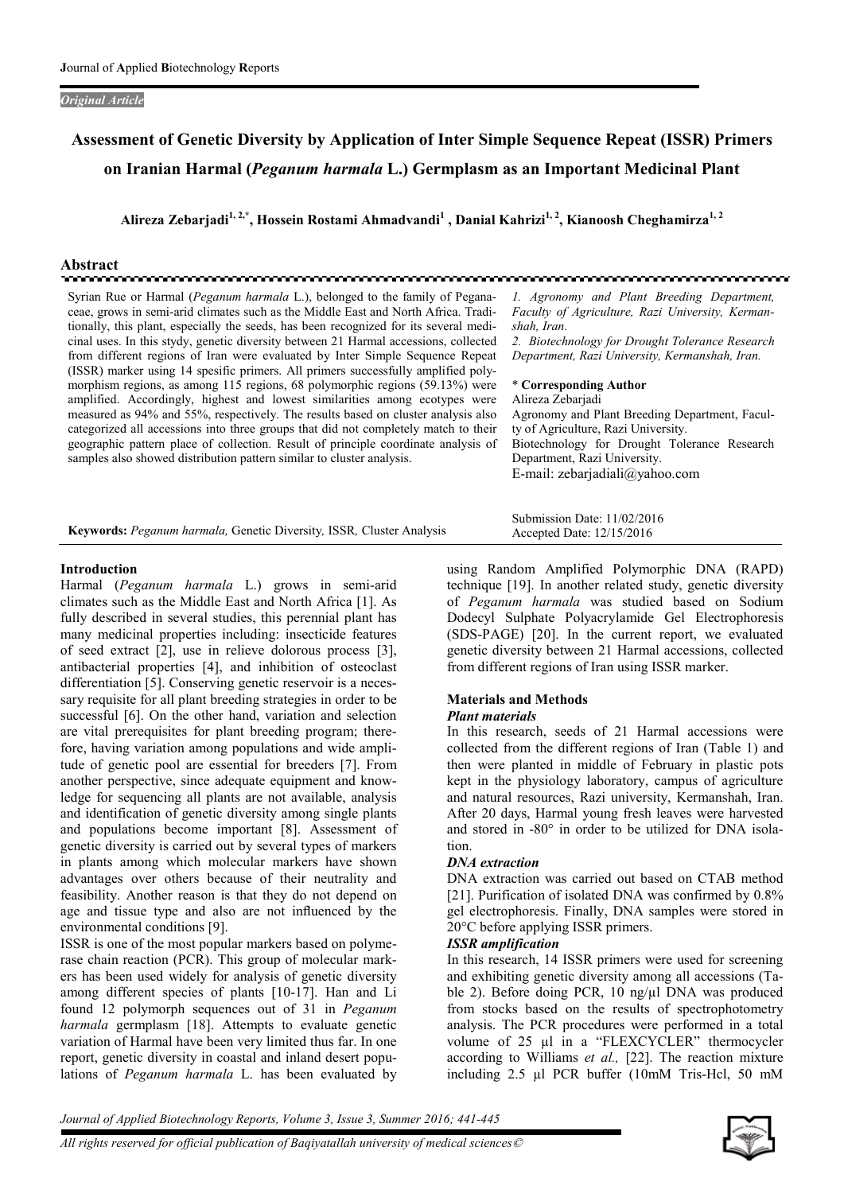***Original Article***

# Assessment of Genetic Diversity by Application of Inter Simple Sequence Repeat (ISSR) Primers on Iranian Harmal (*Peganum harmala* L.) Germplasm as an Important Medicinal Plant

**Alireza Zebarjadi[1, 2,*], Hossein Rostami Ahmadvandi[1] , Danial Kahrizi[1, 2], Kianoosh Cheghamirza[1, 2]**

## Abstract

Syrian Rue or Harmal (*Peganum harmala* L.), belonged to the family of Peganaceae, grows in semi-arid climates such as the Middle East and North Africa. Traditionally, this plant, especially the seeds, has been recognized for its several medicinal uses. In this stydy, genetic diversity between 21 Harmal accessions, collected from different regions of Iran were evaluated by Inter Simple Sequence Repeat (ISSR) marker using 14 spesific primers. All primers successfully amplified polymorphism regions, as among 115 regions, 68 polymorphic regions (59.13%) were amplified. Accordingly, highest and lowest similarities among ecotypes were measured as 94% and 55%, respectively. The results based on cluster analysis also categorized all accessions into three groups that did not completely match to their geographic pattern place of collection. Result of principle coordinate analysis of samples also showed distribution pattern similar to cluster analysis.

*1. Agronomy and Plant Breeding Department, Faculty of Agriculture, Razi University, Kermanshah, Iran.*
*2. Biotechnology for Drought Tolerance Research Department, Razi University, Kermanshah, Iran.*

**\* Corresponding Author**
Alireza Zebarjadi
Agronomy and Plant Breeding Department, Faculty of Agriculture, Razi University.
Biotechnology for Drought Tolerance Research Department, Razi University.
E-mail: zebarjadiali@yahoo.com

**Keywords:** *Peganum harmala,* Genetic Diversity, ISSR, Cluster Analysis

Submission Date: 11/02/2016
Accepted Date: 12/15/2016

## Introduction

Harmal (*Peganum harmala* L.) grows in semi-arid climates such as the Middle East and North Africa [1]. As fully described in several studies, this perennial plant has many medicinal properties including: insecticide features of seed extract [2], use in relieve dolorous process [3], antibacterial properties [4], and inhibition of osteoclast differentiation [5]. Conserving genetic reservoir is a necessary requisite for all plant breeding strategies in order to be successful [6]. On the other hand, variation and selection are vital prerequisites for plant breeding program; therefore, having variation among populations and wide amplitude of genetic pool are essential for breeders [7]. From another perspective, since adequate equipment and knowledge for sequencing all plants are not available, analysis and identification of genetic diversity among single plants and populations become important [8]. Assessment of genetic diversity is carried out by several types of markers in plants among which molecular markers have shown advantages over others because of their neutrality and feasibility. Another reason is that they do not depend on age and tissue type and also are not influenced by the environmental conditions [9].

ISSR is one of the most popular markers based on polymerase chain reaction (PCR). This group of molecular markers has been used widely for analysis of genetic diversity among different species of plants [10-17]. Han and Li found 12 polymorph sequences out of 31 in *Peganum harmala* germplasm [18]. Attempts to evaluate genetic variation of Harmal have been very limited thus far. In one report, genetic diversity in coastal and inland desert populations of *Peganum harmala* L. has been evaluated by using Random Amplified Polymorphic DNA (RAPD) technique [19]. In another related study, genetic diversity of *Peganum harmala* was studied based on Sodium Dodecyl Sulphate Polyacrylamide Gel Electrophoresis (SDS-PAGE) [20]. In the current report, we evaluated genetic diversity between 21 Harmal accessions, collected from different regions of Iran using ISSR marker.

## Materials and Methods

### *Plant materials*

In this research, seeds of 21 Harmal accessions were collected from the different regions of Iran (Table 1) and then were planted in middle of February in plastic pots kept in the physiology laboratory, campus of agriculture and natural resources, Razi university, Kermanshah, Iran. After 20 days, Harmal young fresh leaves were harvested and stored in -80° in order to be utilized for DNA isolation.

### *DNA extraction*

DNA extraction was carried out based on CTAB method [21]. Purification of isolated DNA was confirmed by 0.8% gel electrophoresis. Finally, DNA samples were stored in 20°C before applying ISSR primers.

### *ISSR amplification*

In this research, 14 ISSR primers were used for screening and exhibiting genetic diversity among all accessions (Table 2). Before doing PCR, 10 ng/µl DNA was produced from stocks based on the results of spectrophotometry analysis. The PCR procedures were performed in a total volume of 25 µl in a "FLEXCYCLER" thermocycler according to Williams *et al.,* [22]. The reaction mixture including 2.5 µl PCR buffer (10mM Tris-Hcl, 50 mM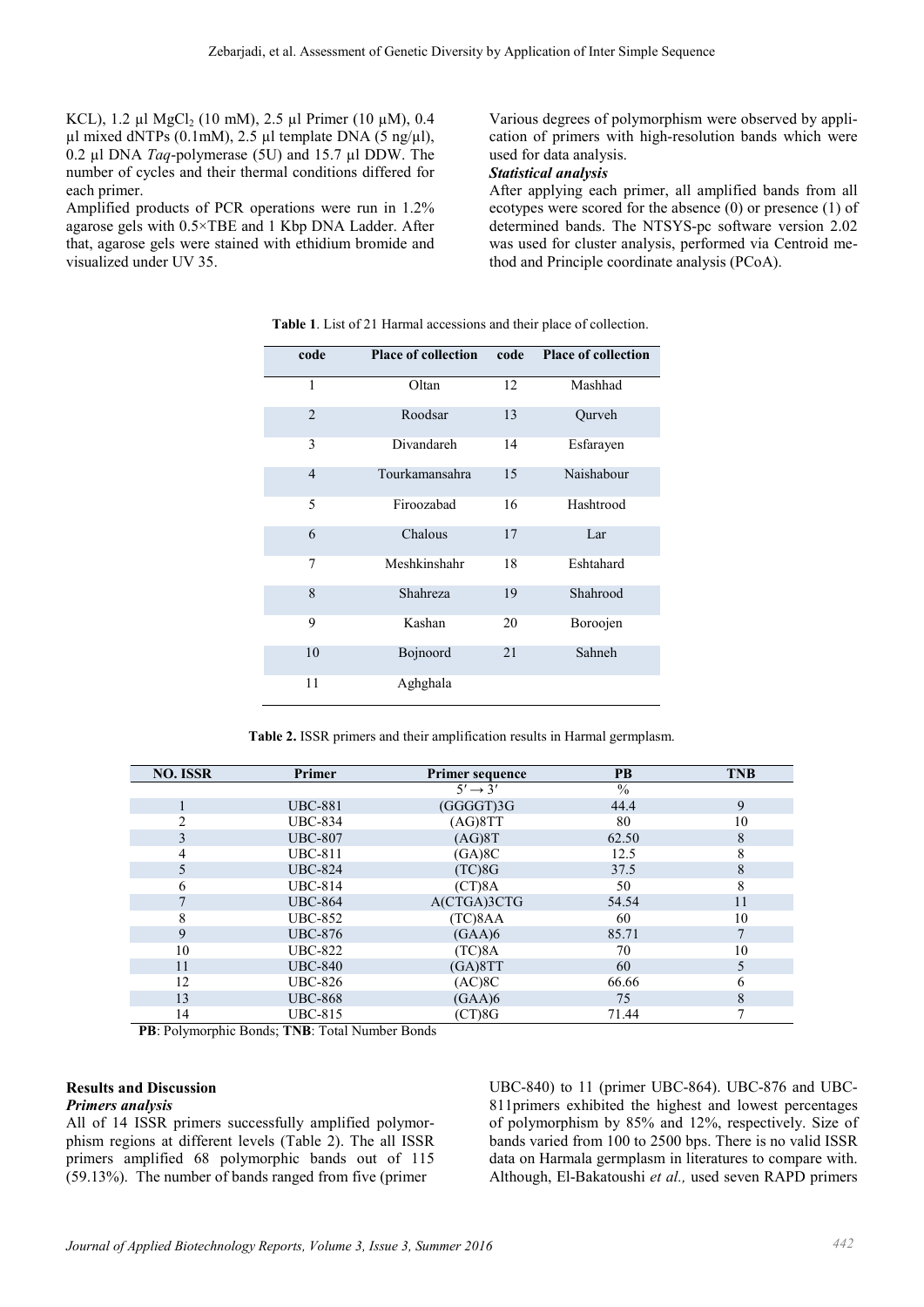KCL), 1.2 µl $MgCl_2$ (10 mM), 2.5 µl Primer (10 µM), 0.4 µl mixed dNTPs (0.1mM), 2.5 µl template DNA (5 ng/µl), 0.2 µl DNA *Taq*-polymerase (5U) and 15.7 µl DDW. The number of cycles and their thermal conditions differed for each primer.

Amplified products of PCR operations were run in 1.2% agarose gels with 0.5×TBE and 1 Kbp DNA Ladder. After that, agarose gels were stained with ethidium bromide and visualized under UV 35.

Various degrees of polymorphism were observed by application of primers with high-resolution bands which were used for data analysis.

***Statistical analysis***

After applying each primer, all amplified bands from all ecotypes were scored for the absence (0) or presence (1) of determined bands. The NTSYS-pc software version 2.02 was used for cluster analysis, performed via Centroid method and Principle coordinate analysis (PCoA).

**Table 1**. List of 21 Harmal accessions and their place of collection.

| code | Place of collection | code | Place of collection |
|---|---|---|---|
| 1 | Oltan | 12 | Mashhad |
| 2 | Roodsar | 13 | Qurveh |
| 3 | Divandareh | 14 | Esfarayen |
| 4 | Tourkamansahra | 15 | Naishabour |
| 5 | Firoozabad | 16 | Hashtrood |
| 6 | Chalous | 17 | Lar |
| 7 | Meshkinshahr | 18 | Eshtahard |
| 8 | Shahreza | 19 | Shahrood |
| 9 | Kashan | 20 | Boroojen |
| 10 | Bojnoord | 21 | Sahneh |
| 11 | Aghghala | | |

**Table 2.** ISSR primers and their amplification results in Harmal germplasm.

| NO. ISSR | Primer | Primer sequence | PB | TNB |
|---|---|---|---|---|
| | | $5' \rightarrow 3'$ | % | |
| 1 | UBC-881 | (GGGGT)3G | 44.4 | 9 |
| 2 | UBC-834 | (AG)8TT | 80 | 10 |
| 3 | UBC-807 | (AG)8T | 62.50 | 8 |
| 4 | UBC-811 | (GA)8C | 12.5 | 8 |
| 5 | UBC-824 | (TC)8G | 37.5 | 8 |
| 6 | UBC-814 | (CT)8A | 50 | 8 |
| 7 | UBC-864 | A(CTGA)3CTG | 54.54 | 11 |
| 8 | UBC-852 | (TC)8AA | 60 | 10 |
| 9 | UBC-876 | (GAA)6 | 85.71 | 7 |
| 10 | UBC-822 | (TC)8A | 70 | 10 |
| 11 | UBC-840 | (GA)8TT | 60 | 5 |
| 12 | UBC-826 | (AC)8C | 66.66 | 6 |
| 13 | UBC-868 | (GAA)6 | 75 | 8 |
| 14 | UBC-815 | (CT)8G | 71.44 | 7 |

**PB**: Polymorphic Bonds; **TNB**: Total Number Bonds

## Results and Discussion

***Primers analysis***

All of 14 ISSR primers successfully amplified polymorphism regions at different levels (Table 2). The all ISSR primers amplified 68 polymorphic bands out of 115 (59.13%). The number of bands ranged from five (primer UBC-840) to 11 (primer UBC-864). UBC-876 and UBC-811primers exhibited the highest and lowest percentages of polymorphism by 85% and 12%, respectively. Size of bands varied from 100 to 2500 bps. There is no valid ISSR data on Harmala germplasm in literatures to compare with. Although, El-Bakatoushi *et al.,* used seven RAPD primers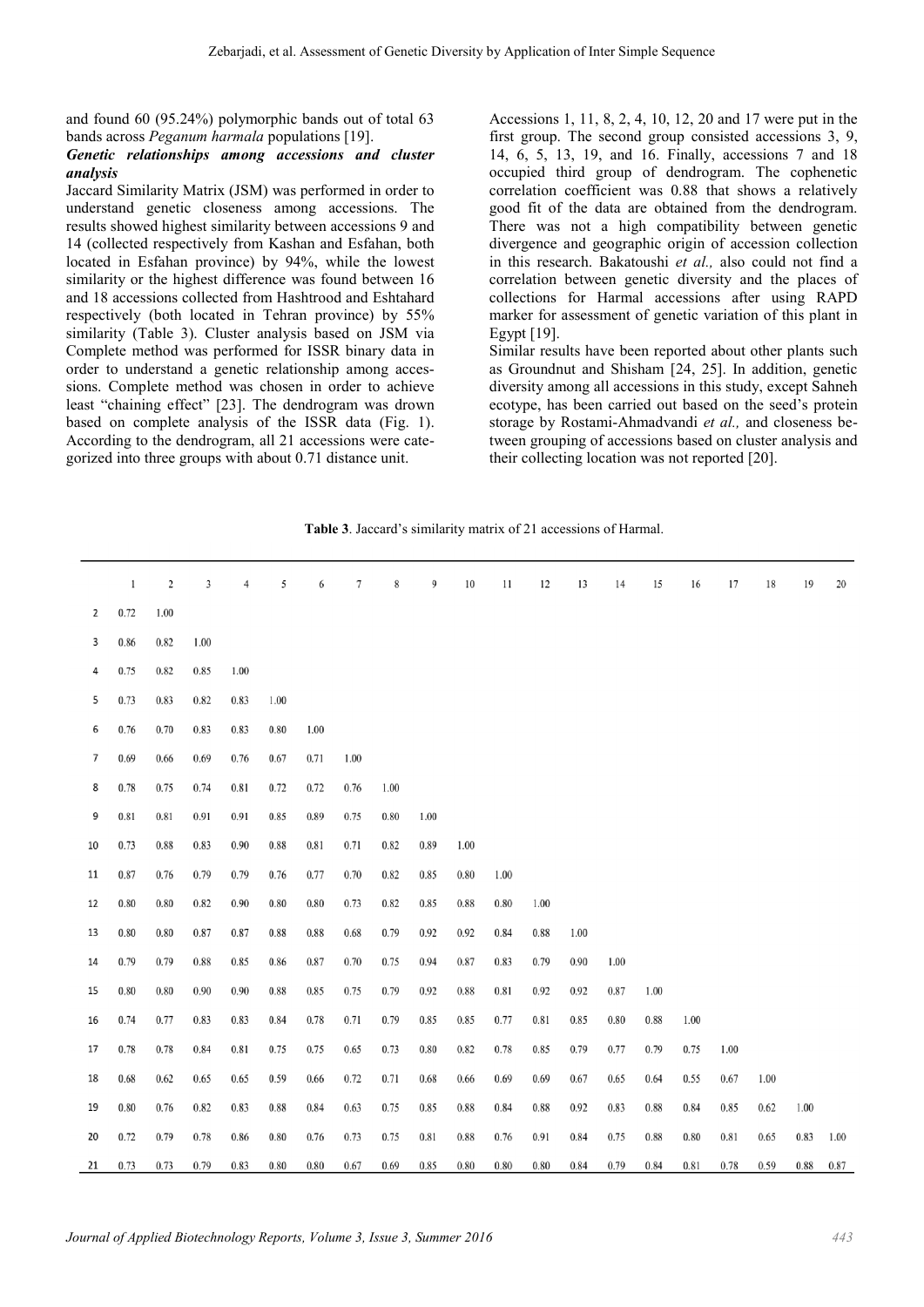and found 60 (95.24%) polymorphic bands out of total 63 bands across *Peganum harmala* populations [19].

***Genetic relationships among accessions and cluster analysis***

Jaccard Similarity Matrix (JSM) was performed in order to understand genetic closeness among accessions. The results showed highest similarity between accessions 9 and 14 (collected respectively from Kashan and Esfahan, both located in Esfahan province) by 94%, while the lowest similarity or the highest difference was found between 16 and 18 accessions collected from Hashtrood and Eshtahard respectively (both located in Tehran province) by 55% similarity (Table 3). Cluster analysis based on JSM via Complete method was performed for ISSR binary data in order to understand a genetic relationship among accessions. Complete method was chosen in order to achieve least "chaining effect" [23]. The dendrogram was drown based on complete analysis of the ISSR data (Fig. 1). According to the dendrogram, all 21 accessions were categorized into three groups with about 0.71 distance unit.

Accessions 1, 11, 8, 2, 4, 10, 12, 20 and 17 were put in the first group. The second group consisted accessions 3, 9, 14, 6, 5, 13, 19, and 16. Finally, accessions 7 and 18 occupied third group of dendrogram. The cophenetic correlation coefficient was 0.88 that shows a relatively good fit of the data are obtained from the dendrogram. There was not a high compatibility between genetic divergence and geographic origin of accession collection in this research. Bakatoushi *et al.,* also could not find a correlation between genetic diversity and the places of collections for Harmal accessions after using RAPD marker for assessment of genetic variation of this plant in Egypt [19].

Similar results have been reported about other plants such as Groundnut and Shisham [24, 25]. In addition, genetic diversity among all accessions in this study, except Sahneh ecotype, has been carried out based on the seed's protein storage by Rostami-Ahmadvandi *et al.,* and closeness between grouping of accessions based on cluster analysis and their collecting location was not reported [20].

**Table 3**. Jaccard's similarity matrix of 21 accessions of Harmal.

| | 1 | 2 | 3 | 4 | 5 | 6 | 7 | 8 | 9 | 10 | 11 | 12 | 13 | 14 | 15 | 16 | 17 | 18 | 19 | 20 |
|---|---|---|---|---|---|---|---|---|---|---|---|---|---|---|---|---|---|---|---|---|
| 2 | 0.72 | 1.00 | | | | | | | | | | | | | | | | | | |
| 3 | 0.86 | 0.82 | 1.00 | | | | | | | | | | | | | | | | | |
| 4 | 0.75 | 0.82 | 0.85 | 1.00 | | | | | | | | | | | | | | | | |
| 5 | 0.73 | 0.83 | 0.82 | 0.83 | 1.00 | | | | | | | | | | | | | | | |
| 6 | 0.76 | 0.70 | 0.83 | 0.83 | 0.80 | 1.00 | | | | | | | | | | | | | | |
| 7 | 0.69 | 0.66 | 0.69 | 0.76 | 0.67 | 0.71 | 1.00 | | | | | | | | | | | | | |
| 8 | 0.78 | 0.75 | 0.74 | 0.81 | 0.72 | 0.72 | 0.76 | 1.00 | | | | | | | | | | | | |
| 9 | 0.81 | 0.81 | 0.91 | 0.91 | 0.85 | 0.89 | 0.75 | 0.80 | 1.00 | | | | | | | | | | | |
| 10 | 0.73 | 0.88 | 0.83 | 0.90 | 0.88 | 0.81 | 0.71 | 0.82 | 0.89 | 1.00 | | | | | | | | | | |
| 11 | 0.87 | 0.76 | 0.79 | 0.79 | 0.76 | 0.77 | 0.70 | 0.82 | 0.85 | 0.80 | 1.00 | | | | | | | | | |
| 12 | 0.80 | 0.80 | 0.82 | 0.90 | 0.80 | 0.80 | 0.73 | 0.82 | 0.85 | 0.88 | 0.80 | 1.00 | | | | | | | | |
| 13 | 0.80 | 0.80 | 0.87 | 0.87 | 0.88 | 0.88 | 0.68 | 0.79 | 0.92 | 0.92 | 0.84 | 0.88 | 1.00 | | | | | | | |
| 14 | 0.79 | 0.79 | 0.88 | 0.85 | 0.86 | 0.87 | 0.70 | 0.75 | 0.94 | 0.87 | 0.83 | 0.79 | 0.90 | 1.00 | | | | | | |
| 15 | 0.80 | 0.80 | 0.90 | 0.90 | 0.88 | 0.85 | 0.75 | 0.79 | 0.92 | 0.88 | 0.81 | 0.92 | 0.92 | 0.87 | 1.00 | | | | | |
| 16 | 0.74 | 0.77 | 0.83 | 0.83 | 0.84 | 0.78 | 0.71 | 0.79 | 0.85 | 0.85 | 0.77 | 0.81 | 0.85 | 0.80 | 0.88 | 1.00 | | | | |
| 17 | 0.78 | 0.78 | 0.84 | 0.81 | 0.75 | 0.75 | 0.65 | 0.73 | 0.80 | 0.82 | 0.78 | 0.85 | 0.79 | 0.77 | 0.79 | 0.75 | 1.00 | | | |
| 18 | 0.68 | 0.62 | 0.65 | 0.65 | 0.59 | 0.66 | 0.72 | 0.71 | 0.68 | 0.66 | 0.69 | 0.69 | 0.67 | 0.65 | 0.64 | 0.55 | 0.67 | 1.00 | | |
| 19 | 0.80 | 0.76 | 0.82 | 0.83 | 0.88 | 0.84 | 0.63 | 0.75 | 0.85 | 0.88 | 0.84 | 0.88 | 0.92 | 0.83 | 0.88 | 0.84 | 0.85 | 0.62 | 1.00 | |
| 20 | 0.72 | 0.79 | 0.78 | 0.86 | 0.80 | 0.76 | 0.73 | 0.75 | 0.81 | 0.88 | 0.76 | 0.91 | 0.84 | 0.75 | 0.88 | 0.80 | 0.81 | 0.65 | 0.83 | 1.00 |
| 21 | 0.73 | 0.73 | 0.79 | 0.83 | 0.80 | 0.80 | 0.67 | 0.69 | 0.85 | 0.80 | 0.80 | 0.80 | 0.84 | 0.79 | 0.84 | 0.81 | 0.78 | 0.59 | 0.88 | 0.87 |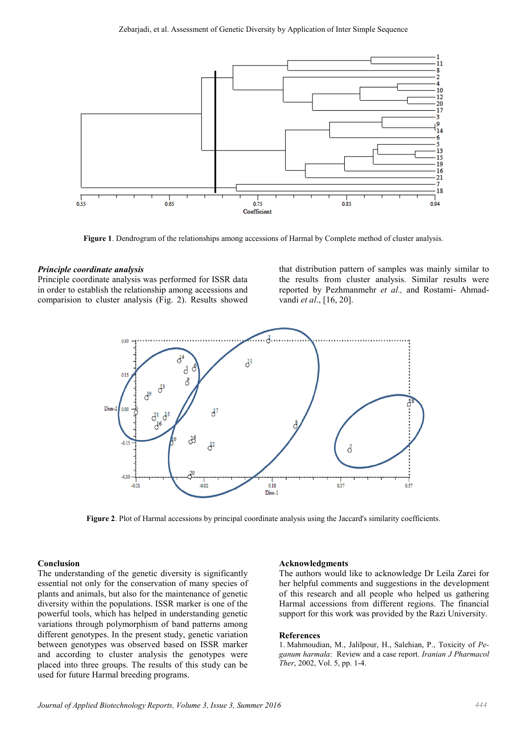Figure 1. Dendrogram of the relationships among accessions of Harmal by Complete method of cluster analysis.

***Principle coordinate analysis***

Principle coordinate analysis was performed for ISSR data in order to establish the relationship among accessions and comparision to cluster analysis (Fig. 2). Results showed that distribution pattern of samples was mainly similar to the results from cluster analysis. Similar results were reported by Pezhmanmehr *et al.,* and Rostami- Ahmadvandi *et al*., [16, 20].

**Figure 2**. Plot of Harmal accessions by principal coordinate analysis using the Jaccard's similarity coefficients.

**Conclusion**

The understanding of the genetic diversity is significantly essential not only for the conservation of many species of plants and animals, but also for the maintenance of genetic diversity within the populations. ISSR marker is one of the powerful tools, which has helped in understanding genetic variations through polymorphism of band patterns among different genotypes. In the present study, genetic variation between genotypes was observed based on ISSR marker and according to cluster analysis the genotypes were placed into three groups. The results of this study can be used for future Harmal breeding programs.

**Acknowledgments**

The authors would like to acknowledge Dr Leila Zarei for her helpful comments and suggestions in the development of this research and all people who helped us gathering Harmal accessions from different regions. The financial support for this work was provided by the Razi University.

**References**

1. Mahmoudian, M., Jalilpour, H., Salehian, P., Toxicity of *Peganum harmala*: Review and a case report. *Iranian J Pharmacol Ther*, 2002, Vol. 5, pp. 1-4.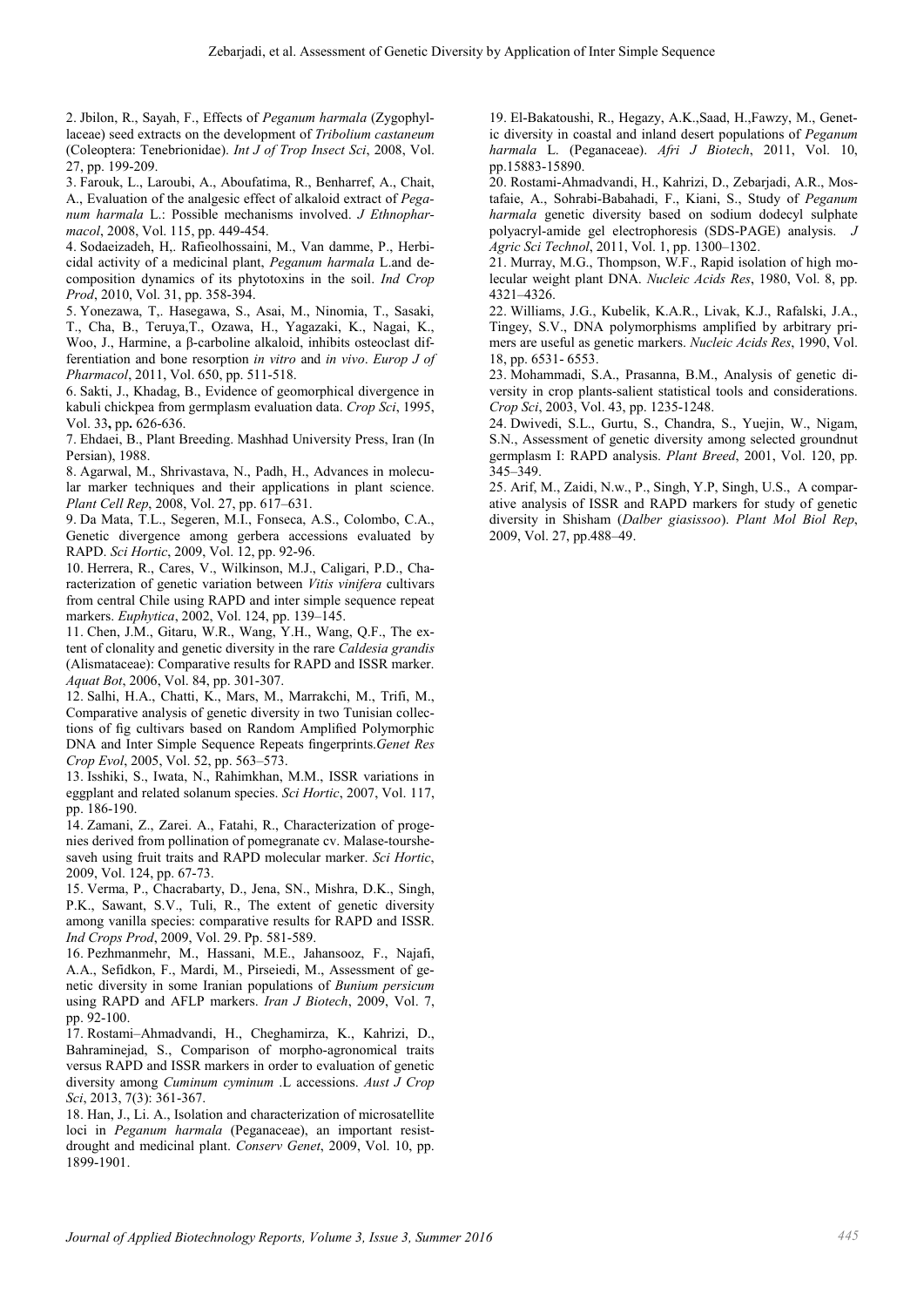2. Jbilon, R., Sayah, F., Effects of *Peganum harmala* (Zygophyllaceae) seed extracts on the development of *Tribolium castaneum* (Coleoptera: Tenebrionidae). *Int J of Trop Insect Sci*, 2008, Vol. 27, pp. 199-209.

3. Farouk, L., Laroubi, A., Aboufatima, R., Benharref, A., Chait, A., Evaluation of the analgesic effect of alkaloid extract of *Peganum harmala* L.: Possible mechanisms involved. *J Ethnopharmacol*, 2008, Vol. 115, pp. 449-454.

4. Sodaeizadeh, H,. Rafieolhossaini, M., Van damme, P., Herbicidal activity of a medicinal plant, *Peganum harmala* L.and decomposition dynamics of its phytotoxins in the soil. *Ind Crop Prod*, 2010, Vol. 31, pp. 358-394.

5. Yonezawa, T,. Hasegawa, S., Asai, M., Ninomia, T., Sasaki, T., Cha, B., Teruya,T., Ozawa, H., Yagazaki, K., Nagai, K., Woo, J., Harmine, a β-carboline alkaloid, inhibits osteoclast differentiation and bone resorption *in vitro* and *in vivo*. *Europ J of Pharmacol*, 2011, Vol. 650, pp. 511-518.

6. Sakti, J., Khadag, B., Evidence of geomorphical divergence in kabuli chickpea from germplasm evaluation data. *Crop Sci*, 1995, Vol. 33**,** pp**.** 626-636.

7. Ehdaei, B., Plant Breeding. Mashhad University Press, Iran (In Persian), 1988.

8. Agarwal, M., Shrivastava, N., Padh, H., Advances in molecular marker techniques and their applications in plant science. *Plant Cell Rep*, 2008, Vol. 27, pp. 617–631.

9. Da Mata, T.L., Segeren, M.I., Fonseca, A.S., Colombo, C.A., Genetic divergence among gerbera accessions evaluated by RAPD. *Sci Hortic*, 2009, Vol. 12, pp. 92-96.

10. Herrera, R., Cares, V., Wilkinson, M.J., Caligari, P.D., Characterization of genetic variation between *Vitis vinifera* cultivars from central Chile using RAPD and inter simple sequence repeat markers. *Euphytica*, 2002, Vol. 124, pp. 139–145.

11. Chen, J.M., Gitaru, W.R., Wang, Y.H., Wang, Q.F., The extent of clonality and genetic diversity in the rare *Caldesia grandis* (Alismataceae): Comparative results for RAPD and ISSR marker. *Aquat Bot*, 2006, Vol. 84, pp. 301-307.

12. Salhi, H.A., Chatti, K., Mars, M., Marrakchi, M., Trifi, M., Comparative analysis of genetic diversity in two Tunisian collections of fig cultivars based on Random Amplified Polymorphic DNA and Inter Simple Sequence Repeats fingerprints.*Genet Res Crop Evol*, 2005, Vol. 52, pp. 563–573.

13. Isshiki, S., Iwata, N., Rahimkhan, M.M., ISSR variations in eggplant and related solanum species. *Sci Hortic*, 2007, Vol. 117, pp. 186-190.

14. Zamani, Z., Zarei. A., Fatahi, R., Characterization of progenies derived from pollination of pomegranate cv. Malase-toursheSaveh using fruit traits and RAPD molecular marker. *Sci Hortic*, 2009, Vol. 124, pp. 67-73.

15. Verma, P., Chacrabarty, D., Jena, SN., Mishra, D.K., Singh, P.K., Sawant, S.V., Tuli, R., The extent of genetic diversity among vanilla species: comparative results for RAPD and ISSR. *Ind Crops Prod*, 2009, Vol. 29. Pp. 581-589.

16. Pezhmanmehr, M., Hassani, M.E., Jahansooz, F., Najafi, A.A., Sefidkon, F., Mardi, M., Pirseiedi, M., Assessment of genetic diversity in some Iranian populations of *Bunium persicum* using RAPD and AFLP markers. *Iran J Biotech*, 2009, Vol. 7, pp. 92-100.

17. Rostami–Ahmadvandi, H., Cheghamirza, K., Kahrizi, D., Bahraminejad, S., Comparison of morpho-agronomical traits versus RAPD and ISSR markers in order to evaluation of genetic diversity among *Cuminum cyminum* .L accessions. *Aust J Crop Sci*, 2013, 7(3): 361-367.

18. Han, J., Li. A., Isolation and characterization of microsatellite loci in *Peganum harmala* (Peganaceae), an important resistdrought and medicinal plant. *Conserv Genet*, 2009, Vol. 10, pp. 1899-1901.

19. El-Bakatoushi, R., Hegazy, A.K.,Saad, H.,Fawzy, M., Genetic diversity in coastal and inland desert populations of *Peganum harmala* L. (Peganaceae). *Afri J Biotech*, 2011, Vol. 10, pp.15883-15890.

20. Rostami-Ahmadvandi, H., Kahrizi, D., Zebarjadi, A.R., Mostafaie, A., Sohrabi-Babahadi, F., Kiani, S., Study of *Peganum harmala* genetic diversity based on sodium dodecyl sulphate polyacryl-amide gel electrophoresis (SDS-PAGE) analysis. *J Agric Sci Technol*, 2011, Vol. 1, pp. 1300–1302.

21. Murray, M.G., Thompson, W.F., Rapid isolation of high molecular weight plant DNA. *Nucleic Acids Res*, 1980, Vol. 8, pp. 4321–4326.

22. Williams, J.G., Kubelik, K.A.R., Livak, K.J., Rafalski, J.A., Tingey, S.V., DNA polymorphisms amplified by arbitrary primers are useful as genetic markers. *Nucleic Acids Res*, 1990, Vol. 18, pp. 6531- 6553.

23. Mohammadi, S.A., Prasanna, B.M., Analysis of genetic diversity in crop plants-salient statistical tools and considerations. *Crop Sci*, 2003, Vol. 43, pp. 1235-1248.

24. Dwivedi, S.L., Gurtu, S., Chandra, S., Yuejin, W., Nigam, S.N., Assessment of genetic diversity among selected groundnut germplasm I: RAPD analysis. *Plant Breed*, 2001, Vol. 120, pp. 345–349.

25. Arif, M., Zaidi, N.w., P., Singh, Y.P, Singh, U.S., A comparative analysis of ISSR and RAPD markers for study of genetic diversity in Shisham (*Dalber giasissoo*). *Plant Mol Biol Rep*, 2009, Vol. 27, pp.488–49.